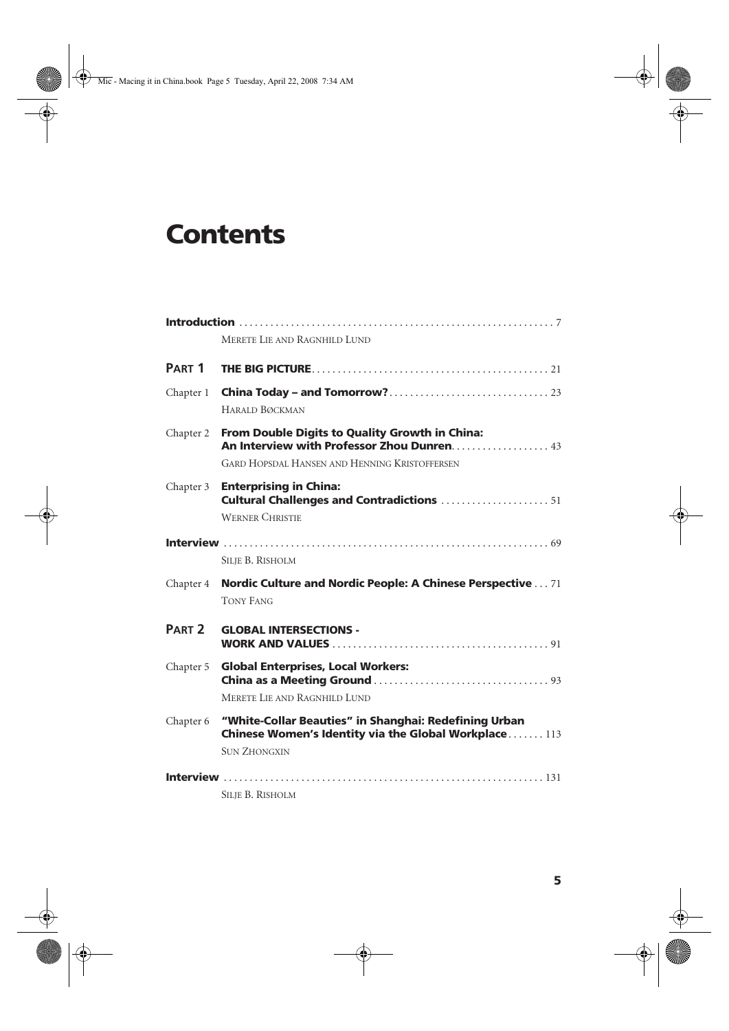# Contents

**Introduction** . . . . . . . . . . 7
MERETE LIE AND RAGNHILD LUND

**PART 1 THE BIG PICTURE** . . . . . . . . . . 21

Chapter 1 **China Today – and Tomorrow?** . . . . . . . . . . 23
HARALD BØCKMAN

Chapter 2 **From Double Digits to Quality Growth in China: An Interview with Professor Zhou Dunren** . . . . . . . . . . 43
GARD HOPSDAL HANSEN AND HENNING KRISTOFFERSEN

Chapter 3 **Enterprising in China: Cultural Challenges and Contradictions** . . . . . . . . . . 51
WERNER CHRISTIE

**Interview** . . . . . . . . . . 69
SILJE B. RISHOLM

Chapter 4 **Nordic Culture and Nordic People: A Chinese Perspective** . . . 71
TONY FANG

**PART 2 GLOBAL INTERSECTIONS - WORK AND VALUES** . . . . . . . . . . 91

Chapter 5 **Global Enterprises, Local Workers: China as a Meeting Ground** . . . . . . . . . . 93
MERETE LIE AND RAGNHILD LUND

Chapter 6 **"White-Collar Beauties" in Shanghai: Redefining Urban Chinese Women's Identity via the Global Workplace** . . . . . . . 113
SUN ZHONGXIN

**Interview** . . . . . . . . . . 131
SILJE B. RISHOLM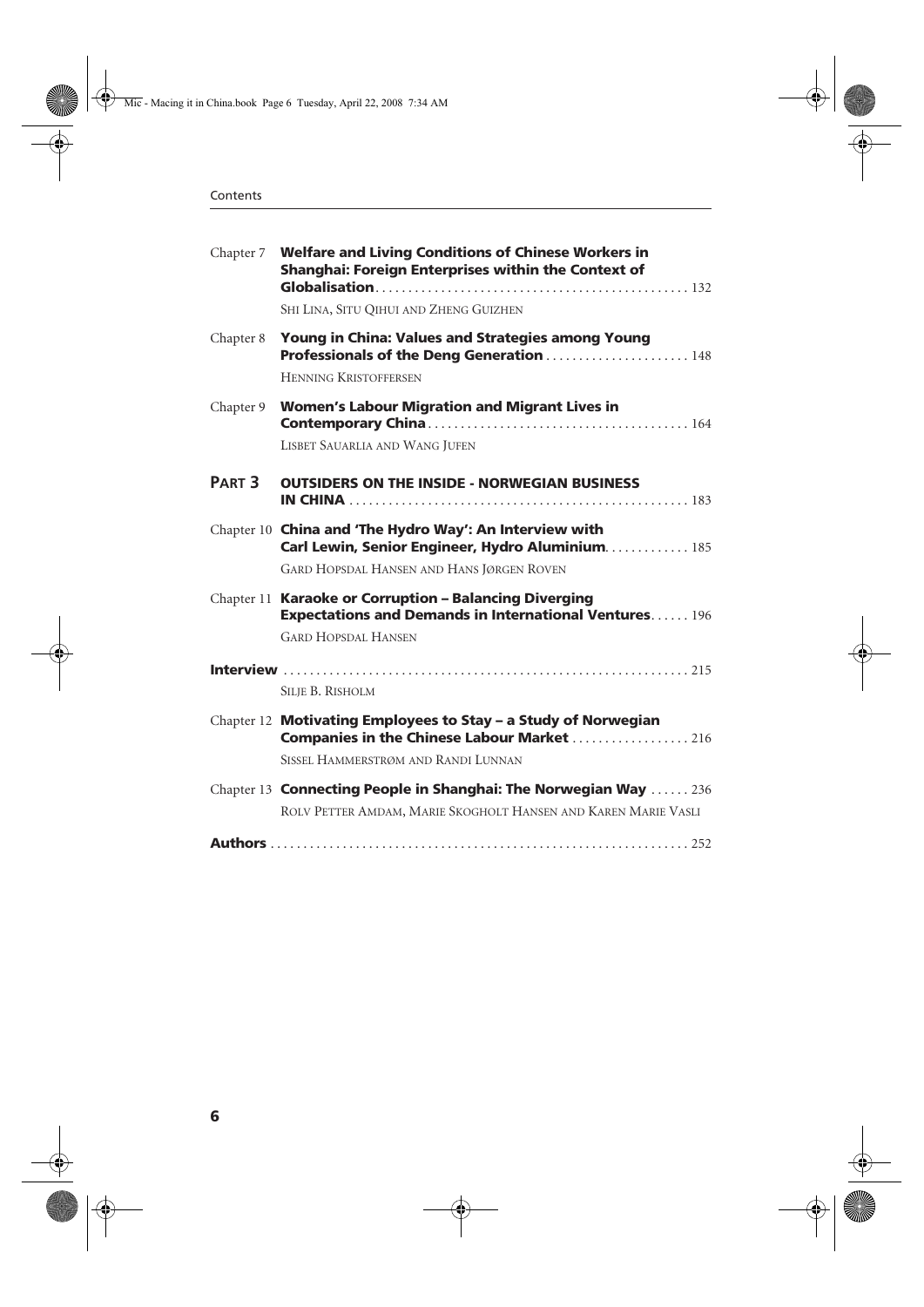| | | |
|---|---|---|
| Chapter 7 | **Welfare and Living Conditions of Chinese Workers in Shanghai: Foreign Enterprises within the Context of Globalisation**<br>SHI LINA, SITU QIHUI AND ZHENG GUIZHEN | 132 |
| Chapter 8 | **Young in China: Values and Strategies among Young Professionals of the Deng Generation**<br>HENNING KRISTOFFERSEN | 148 |
| Chapter 9 | **Women's Labour Migration and Migrant Lives in Contemporary China**<br>LISBET SAUARLIA AND WANG JUFEN | 164 |
| **PART 3** | **OUTSIDERS ON THE INSIDE - NORWEGIAN BUSINESS IN CHINA** | 183 |
| Chapter 10 | **China and 'The Hydro Way': An Interview with Carl Lewin, Senior Engineer, Hydro Aluminium**<br>GARD HOPSDAL HANSEN AND HANS JØRGEN ROVEN | 185 |
| Chapter 11 | **Karaoke or Corruption – Balancing Diverging Expectations and Demands in International Ventures**<br>GARD HOPSDAL HANSEN | 196 |
| **Interview** | SILJE B. RISHOLM | 215 |
| Chapter 12 | **Motivating Employees to Stay – a Study of Norwegian Companies in the Chinese Labour Market**<br>SISSEL HAMMERSTRØM AND RANDI LUNNAN | 216 |
| Chapter 13 | **Connecting People in Shanghai: The Norwegian Way**<br>ROLV PETTER AMDAM, MARIE SKOGHOLT HANSEN AND KAREN MARIE VASLI | 236 |
| **Authors** | | 252 |